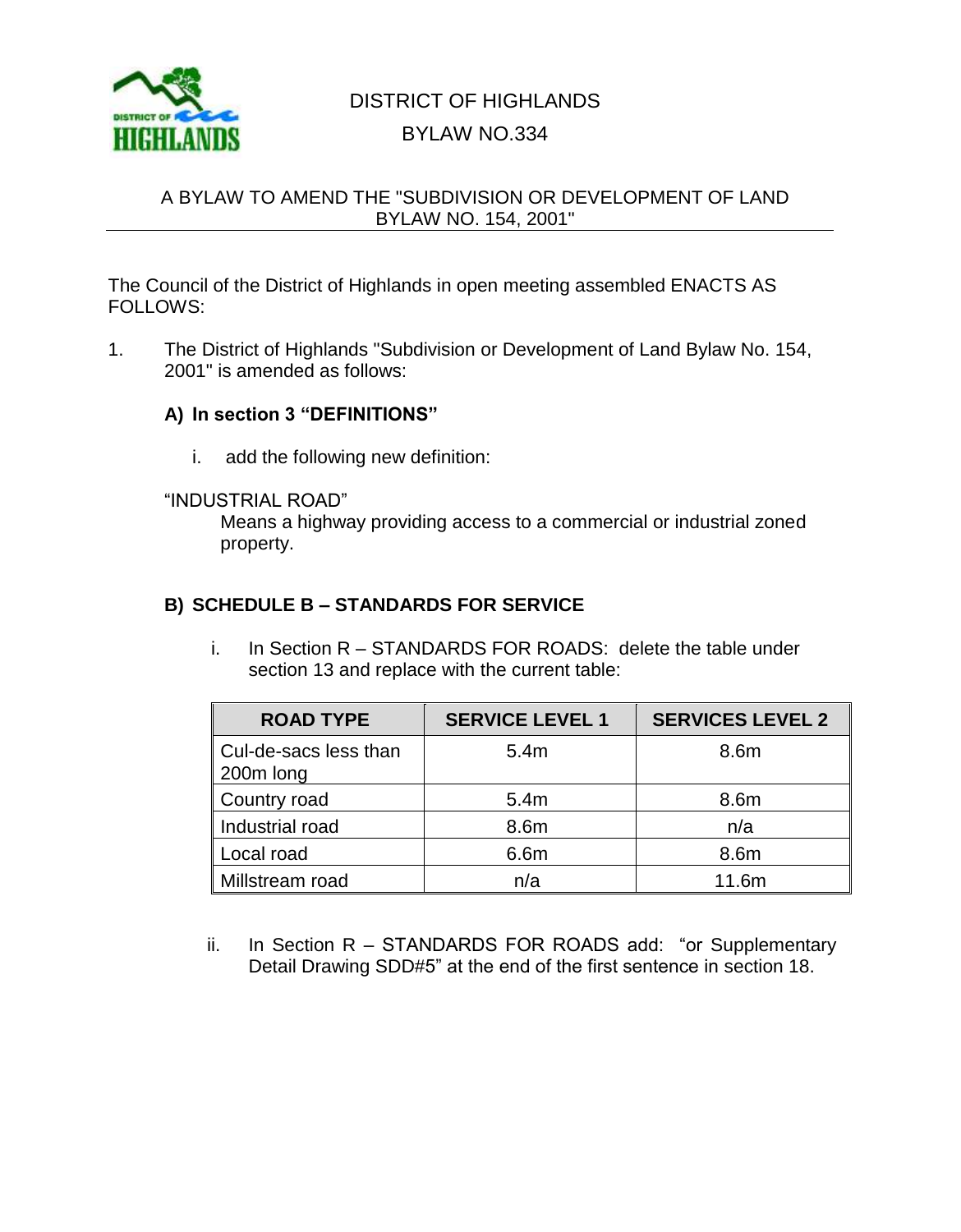# DISTRICT OF HIGHLANDS

## BYLAW NO.334

### A BYLAW TO AMEND THE "SUBDIVISION OR DEVELOPMENT OF LAND BYLAW NO. 154, 2001"

The Council of the District of Highlands in open meeting assembled ENACTS AS FOLLOWS:

1. The District of Highlands "Subdivision or Development of Land Bylaw No. 154, 2001" is amended as follows:

**A) In section 3 "DEFINITIONS"**

i. add the following new definition:

"INDUSTRIAL ROAD"
Means a highway providing access to a commercial or industrial zoned property.

**B) SCHEDULE B – STANDARDS FOR SERVICE**

i. In Section R – STANDARDS FOR ROADS: delete the table under section 13 and replace with the current table:

| ROAD TYPE | SERVICE LEVEL 1 | SERVICES LEVEL 2 |
|---|---|---|
| Cul-de-sacs less than 200m long | 5.4m | 8.6m |
| Country road | 5.4m | 8.6m |
| Industrial road | 8.6m | n/a |
| Local road | 6.6m | 8.6m |
| Millstream road | n/a | 11.6m |

ii. In Section R – STANDARDS FOR ROADS add: "or Supplementary Detail Drawing SDD#5" at the end of the first sentence in section 18.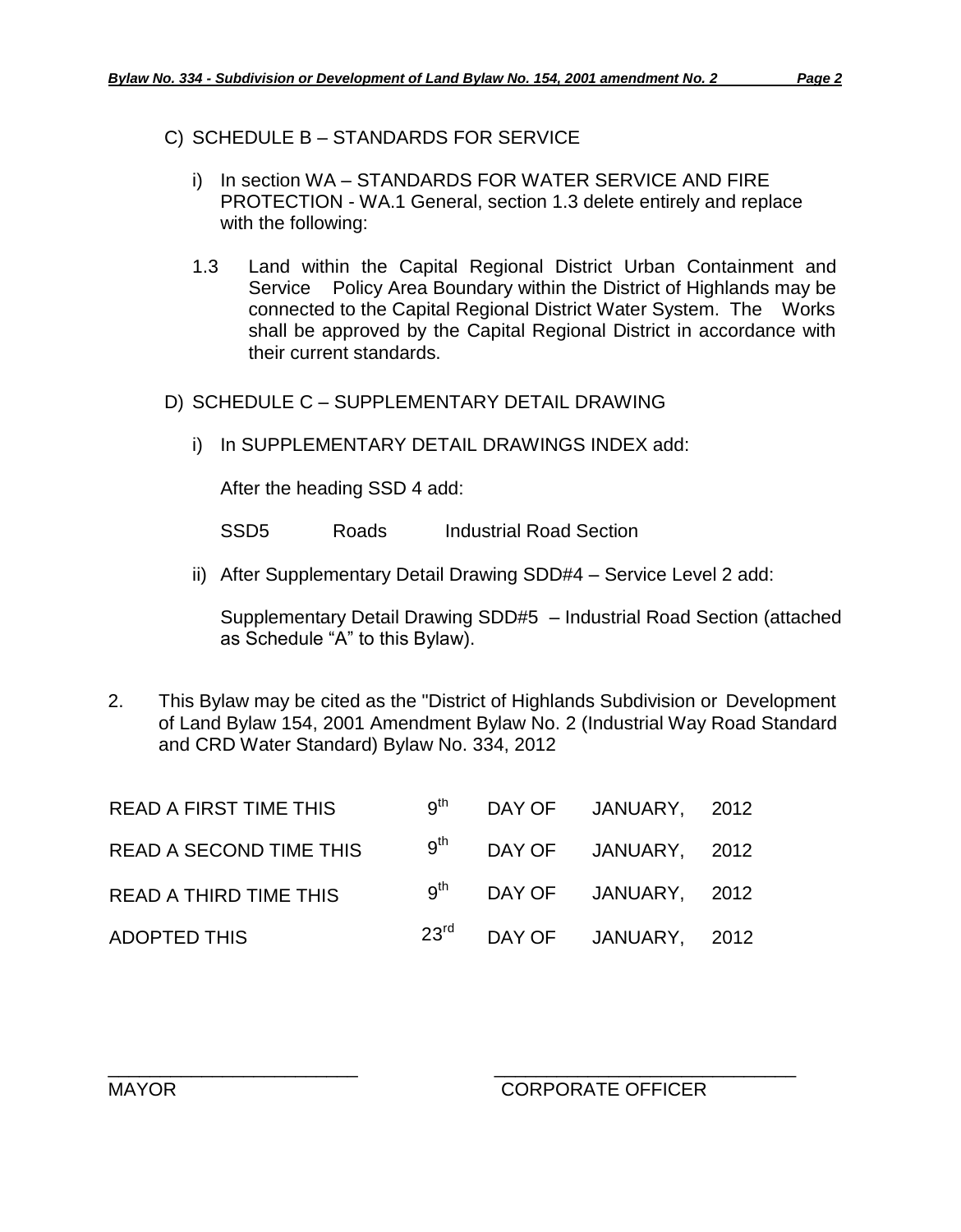C) SCHEDULE B – STANDARDS FOR SERVICE

i) In section WA – STANDARDS FOR WATER SERVICE AND FIRE PROTECTION - WA.1 General, section 1.3 delete entirely and replace with the following:

1.3 Land within the Capital Regional District Urban Containment and Service Policy Area Boundary within the District of Highlands may be connected to the Capital Regional District Water System. The Works shall be approved by the Capital Regional District in accordance with their current standards.

D) SCHEDULE C – SUPPLEMENTARY DETAIL DRAWING

i) In SUPPLEMENTARY DETAIL DRAWINGS INDEX add:

After the heading SSD 4 add:

SSD5 Roads Industrial Road Section

ii) After Supplementary Detail Drawing SDD#4 – Service Level 2 add:

Supplementary Detail Drawing SDD#5 – Industrial Road Section (attached as Schedule "A" to this Bylaw).

2. This Bylaw may be cited as the "District of Highlands Subdivision or Development of Land Bylaw 154, 2001 Amendment Bylaw No. 2 (Industrial Way Road Standard and CRD Water Standard) Bylaw No. 334, 2012

| | | | | |
|---|---|---|---|---|
| READ A FIRST TIME THIS | 9th | DAY OF | JANUARY, | 2012 |
| READ A SECOND TIME THIS | 9th | DAY OF | JANUARY, | 2012 |
| READ A THIRD TIME THIS | 9th | DAY OF | JANUARY, | 2012 |
| ADOPTED THIS | 23rd | DAY OF | JANUARY, | 2012 |

\_\_\_\_\_\_\_\_\_\_\_\_\_\_\_\_\_\_\_\_\_\_\_\_ \_\_\_\_\_\_\_\_\_\_\_\_\_\_\_\_\_\_\_\_\_\_\_\_\_\_\_\_\_\_

MAYOR CORPORATE OFFICER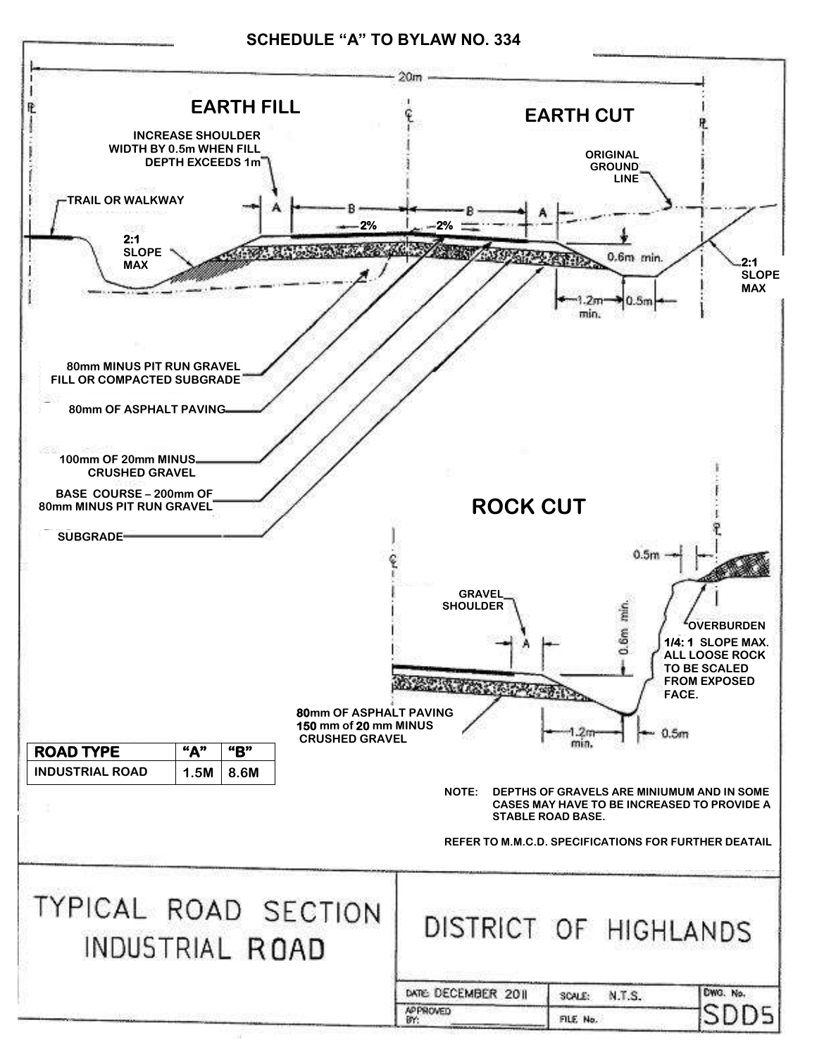# SCHEDULE "A" TO BYLAW NO. 334

20m

PL

℄

PL

## EARTH FILL

## EARTH CUT

INCREASE SHOULDER WIDTH BY 0.5m WHEN FILL DEPTH EXCEEDS 1m

ORIGINAL GROUND LINE

TRAIL OR WALKWAY

A

B

B

A

2%

2%

2:1 SLOPE MAX

0.6m min.

2:1 SLOPE MAX

1.2m min.

0.5m

80mm MINUS PIT RUN GRAVEL FILL OR COMPACTED SUBGRADE

80mm OF ASPHALT PAVING

100mm OF 20mm MINUS CRUSHED GRAVEL

BASE COURSE – 200mm OF 80mm MINUS PIT RUN GRAVEL

SUBGRADE

## ROCK CUT

℄

PL

0.5m

GRAVEL SHOULDER

A

0.6m min.

OVERBURDEN

1/4: 1 SLOPE MAX. ALL LOOSE ROCK TO BE SCALED FROM EXPOSED FACE.

80mm OF ASPHALT PAVING
150 mm of 20 mm MINUS CRUSHED GRAVEL

1.2m min.

0.5m

| ROAD TYPE | "A" | "B" |
|---|---|---|
| INDUSTRIAL ROAD | 1.5M | 8.6M |

NOTE: DEPTHS OF GRAVELS ARE MINIUMUM AND IN SOME CASES MAY HAVE TO BE INCREASED TO PROVIDE A STABLE ROAD BASE.

REFER TO M.M.C.D. SPECIFICATIONS FOR FURTHER DEATAIL

TYPICAL ROAD SECTION
INDUSTRIAL ROAD

DISTRICT OF HIGHLANDS

| | | |
|---|---|---|
| DATE: DECEMBER 2011 | SCALE: N.T.S. | DWG. No. SDD5 |
| APPROVED BY: | FILE No. | |